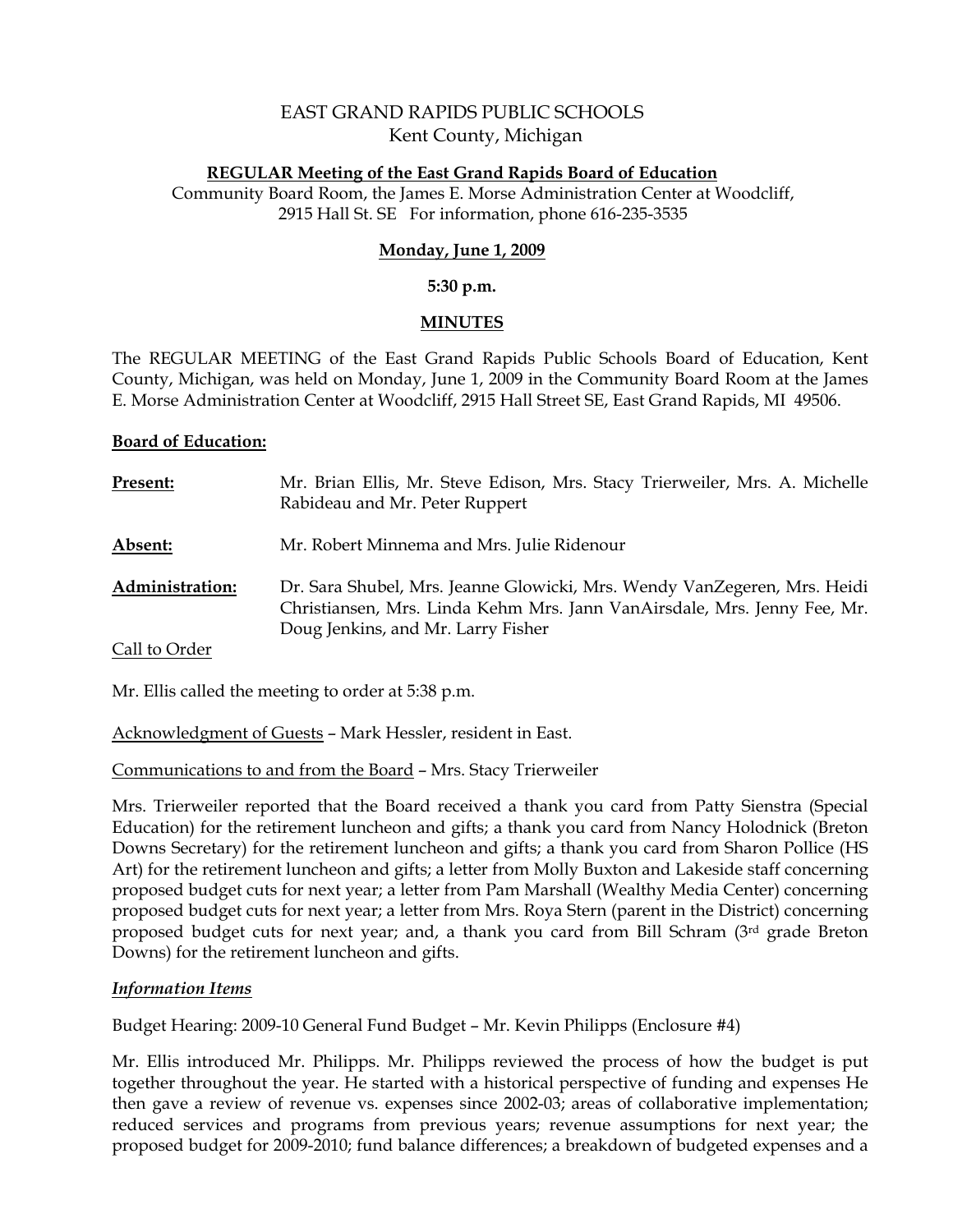# EAST GRAND RAPIDS PUBLIC SCHOOLS
Kent County, Michigan

**REGULAR Meeting of the East Grand Rapids Board of Education**
Community Board Room, the James E. Morse Administration Center at Woodcliff,
2915 Hall St. SE   For information, phone 616-235-3535

**Monday, June 1, 2009**

**5:30 p.m.**

**MINUTES**

The REGULAR MEETING of the East Grand Rapids Public Schools Board of Education, Kent County, Michigan, was held on Monday, June 1, 2009 in the Community Board Room at the James E. Morse Administration Center at Woodcliff, 2915 Hall Street SE, East Grand Rapids, MI 49506.

**Board of Education:**

**Present:** Mr. Brian Ellis, Mr. Steve Edison, Mrs. Stacy Trierweiler, Mrs. A. Michelle Rabideau and Mr. Peter Ruppert

**Absent:** Mr. Robert Minnema and Mrs. Julie Ridenour

**Administration:** Dr. Sara Shubel, Mrs. Jeanne Glowicki, Mrs. Wendy VanZegeren, Mrs. Heidi Christiansen, Mrs. Linda Kehm Mrs. Jann VanAirsdale, Mrs. Jenny Fee, Mr. Doug Jenkins, and Mr. Larry Fisher

Call to Order

Mr. Ellis called the meeting to order at 5:38 p.m.

Acknowledgment of Guests – Mark Hessler, resident in East.

Communications to and from the Board – Mrs. Stacy Trierweiler

Mrs. Trierweiler reported that the Board received a thank you card from Patty Sienstra (Special Education) for the retirement luncheon and gifts; a thank you card from Nancy Holodnick (Breton Downs Secretary) for the retirement luncheon and gifts; a thank you card from Sharon Pollice (HS Art) for the retirement luncheon and gifts; a letter from Molly Buxton and Lakeside staff concerning proposed budget cuts for next year; a letter from Pam Marshall (Wealthy Media Center) concerning proposed budget cuts for next year; a letter from Mrs. Roya Stern (parent in the District) concerning proposed budget cuts for next year; and, a thank you card from Bill Schram (3rd grade Breton Downs) for the retirement luncheon and gifts.

***Information Items***

Budget Hearing: 2009-10 General Fund Budget – Mr. Kevin Philipps (Enclosure #4)

Mr. Ellis introduced Mr. Philipps. Mr. Philipps reviewed the process of how the budget is put together throughout the year. He started with a historical perspective of funding and expenses He then gave a review of revenue vs. expenses since 2002-03; areas of collaborative implementation; reduced services and programs from previous years; revenue assumptions for next year; the proposed budget for 2009-2010; fund balance differences; a breakdown of budgeted expenses and a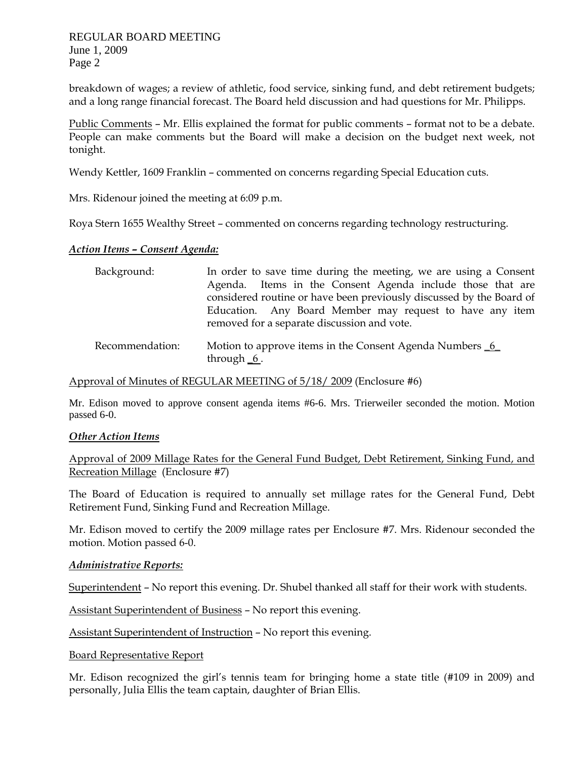breakdown of wages; a review of athletic, food service, sinking fund, and debt retirement budgets; and a long range financial forecast. The Board held discussion and had questions for Mr. Philipps.

Public Comments – Mr. Ellis explained the format for public comments – format not to be a debate. People can make comments but the Board will make a decision on the budget next week, not tonight.

Wendy Kettler, 1609 Franklin – commented on concerns regarding Special Education cuts.

Mrs. Ridenour joined the meeting at 6:09 p.m.

Roya Stern 1655 Wealthy Street – commented on concerns regarding technology restructuring.

***Action Items – Consent Agenda:***

| | |
|---|---|
| Background: | In order to save time during the meeting, we are using a Consent Agenda. Items in the Consent Agenda include those that are considered routine or have been previously discussed by the Board of Education. Any Board Member may request to have any item removed for a separate discussion and vote. |
| Recommendation: | Motion to approve items in the Consent Agenda Numbers _6_ through _6_. |

Approval of Minutes of REGULAR MEETING of 5/18/ 2009 (Enclosure #6)

Mr. Edison moved to approve consent agenda items #6-6. Mrs. Trierweiler seconded the motion. Motion passed 6-0.

***Other Action Items***

Approval of 2009 Millage Rates for the General Fund Budget, Debt Retirement, Sinking Fund, and Recreation Millage (Enclosure #7)

The Board of Education is required to annually set millage rates for the General Fund, Debt Retirement Fund, Sinking Fund and Recreation Millage.

Mr. Edison moved to certify the 2009 millage rates per Enclosure #7. Mrs. Ridenour seconded the motion. Motion passed 6-0.

***Administrative Reports:***

Superintendent – No report this evening. Dr. Shubel thanked all staff for their work with students.

Assistant Superintendent of Business – No report this evening.

Assistant Superintendent of Instruction – No report this evening.

Board Representative Report

Mr. Edison recognized the girl's tennis team for bringing home a state title (#109 in 2009) and personally, Julia Ellis the team captain, daughter of Brian Ellis.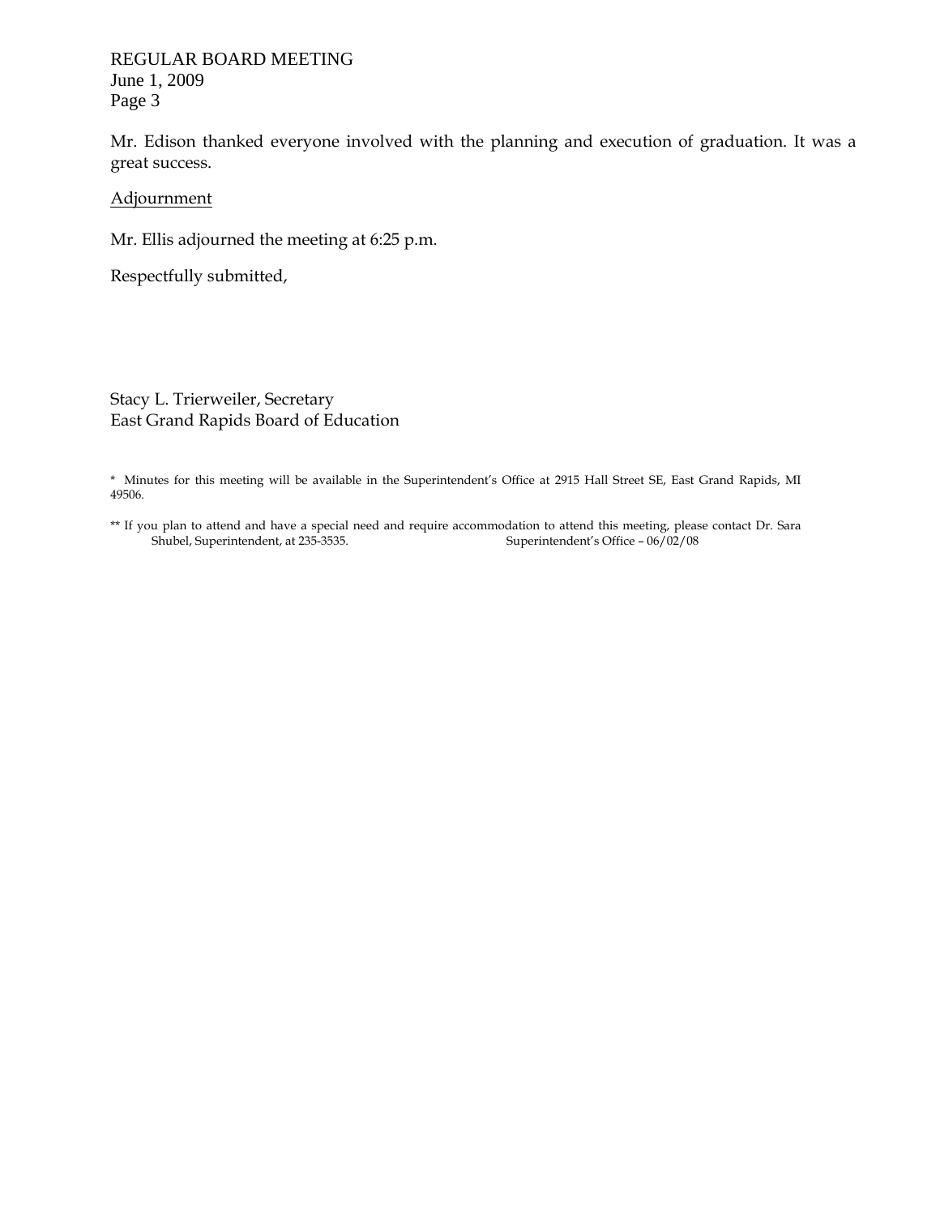Mr. Edison thanked everyone involved with the planning and execution of graduation. It was a great success.

## Adjournment

Mr. Ellis adjourned the meeting at 6:25 p.m.

Respectfully submitted,

Stacy L. Trierweiler, Secretary
East Grand Rapids Board of Education

\* Minutes for this meeting will be available in the Superintendent's Office at 2915 Hall Street SE, East Grand Rapids, MI 49506.

\** If you plan to attend and have a special need and require accommodation to attend this meeting, please contact Dr. Sara Shubel, Superintendent, at 235-3535. Superintendent's Office – 06/02/08